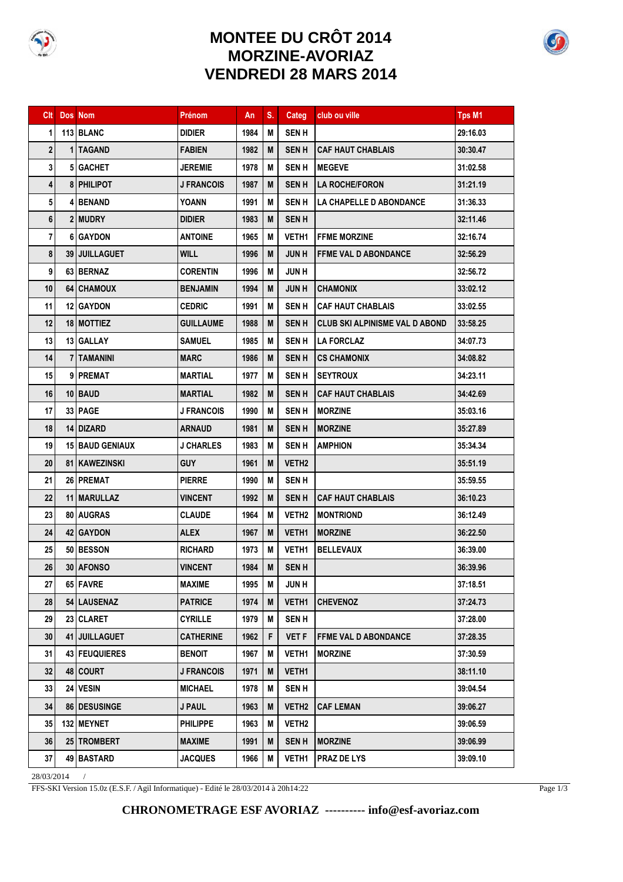# MONTEE DU CRÔT 2014
# MORZINE-AVORIAZ
# VENDREDI 28 MARS 2014

| Clt | Dos | Nom | Prénom | An | S. | Categ | club ou ville | Tps M1 |
|---|---|---|---|---|---|---|---|---|
| 1 | 113 | BLANC | DIDIER | 1984 | M | SEN H | | 29:16.03 |
| 2 | 1 | TAGAND | FABIEN | 1982 | M | SEN H | CAF HAUT CHABLAIS | 30:30.47 |
| 3 | 5 | GACHET | JEREMIE | 1978 | M | SEN H | MEGEVE | 31:02.58 |
| 4 | 8 | PHILIPOT | J FRANCOIS | 1987 | M | SEN H | LA ROCHE/FORON | 31:21.19 |
| 5 | 4 | BENAND | YOANN | 1991 | M | SEN H | LA CHAPELLE D ABONDANCE | 31:36.33 |
| 6 | 2 | MUDRY | DIDIER | 1983 | M | SEN H | | 32:11.46 |
| 7 | 6 | GAYDON | ANTOINE | 1965 | M | VETH1 | FFME MORZINE | 32:16.74 |
| 8 | 39 | JUILLAGUET | WILL | 1996 | M | JUN H | FFME VAL D ABONDANCE | 32:56.29 |
| 9 | 63 | BERNAZ | CORENTIN | 1996 | M | JUN H | | 32:56.72 |
| 10 | 64 | CHAMOUX | BENJAMIN | 1994 | M | JUN H | CHAMONIX | 33:02.12 |
| 11 | 12 | GAYDON | CEDRIC | 1991 | M | SEN H | CAF HAUT CHABLAIS | 33:02.55 |
| 12 | 18 | MOTTIEZ | GUILLAUME | 1988 | M | SEN H | CLUB SKI ALPINISME VAL D ABOND | 33:58.25 |
| 13 | 13 | GALLAY | SAMUEL | 1985 | M | SEN H | LA FORCLAZ | 34:07.73 |
| 14 | 7 | TAMANINI | MARC | 1986 | M | SEN H | CS CHAMONIX | 34:08.82 |
| 15 | 9 | PREMAT | MARTIAL | 1977 | M | SEN H | SEYTROUX | 34:23.11 |
| 16 | 10 | BAUD | MARTIAL | 1982 | M | SEN H | CAF HAUT CHABLAIS | 34:42.69 |
| 17 | 33 | PAGE | J FRANCOIS | 1990 | M | SEN H | MORZINE | 35:03.16 |
| 18 | 14 | DIZARD | ARNAUD | 1981 | M | SEN H | MORZINE | 35:27.89 |
| 19 | 15 | BAUD GENIAUX | J CHARLES | 1983 | M | SEN H | AMPHION | 35:34.34 |
| 20 | 81 | KAWEZINSKI | GUY | 1961 | M | VETH2 | | 35:51.19 |
| 21 | 26 | PREMAT | PIERRE | 1990 | M | SEN H | | 35:59.55 |
| 22 | 11 | MARULLAZ | VINCENT | 1992 | M | SEN H | CAF HAUT CHABLAIS | 36:10.23 |
| 23 | 80 | AUGRAS | CLAUDE | 1964 | M | VETH2 | MONTRIOND | 36:12.49 |
| 24 | 42 | GAYDON | ALEX | 1967 | M | VETH1 | MORZINE | 36:22.50 |
| 25 | 50 | BESSON | RICHARD | 1973 | M | VETH1 | BELLEVAUX | 36:39.00 |
| 26 | 30 | AFONSO | VINCENT | 1984 | M | SEN H | | 36:39.96 |
| 27 | 65 | FAVRE | MAXIME | 1995 | M | JUN H | | 37:18.51 |
| 28 | 54 | LAUSENAZ | PATRICE | 1974 | M | VETH1 | CHEVENOZ | 37:24.73 |
| 29 | 23 | CLARET | CYRILLE | 1979 | M | SEN H | | 37:28.00 |
| 30 | 41 | JUILLAGUET | CATHERINE | 1962 | F | VET F | FFME VAL D ABONDANCE | 37:28.35 |
| 31 | 43 | FEUQUIERES | BENOIT | 1967 | M | VETH1 | MORZINE | 37:30.59 |
| 32 | 48 | COURT | J FRANCOIS | 1971 | M | VETH1 | | 38:11.10 |
| 33 | 24 | VESIN | MICHAEL | 1978 | M | SEN H | | 39:04.54 |
| 34 | 86 | DESUSINGE | J PAUL | 1963 | M | VETH2 | CAF LEMAN | 39:06.27 |
| 35 | 132 | MEYNET | PHILIPPE | 1963 | M | VETH2 | | 39:06.59 |
| 36 | 25 | TROMBERT | MAXIME | 1991 | M | SEN H | MORZINE | 39:06.99 |
| 37 | 49 | BASTARD | JACQUES | 1966 | M | VETH1 | PRAZ DE LYS | 39:09.10 |

28/03/2014 /

FFS-SKI Version 15.0z (E.S.F. / Agil Informatique) - Edité le 28/03/2014 à 20h14:22

**CHRONOMETRAGE ESF AVORIAZ ---------- info@esf-avoriaz.com**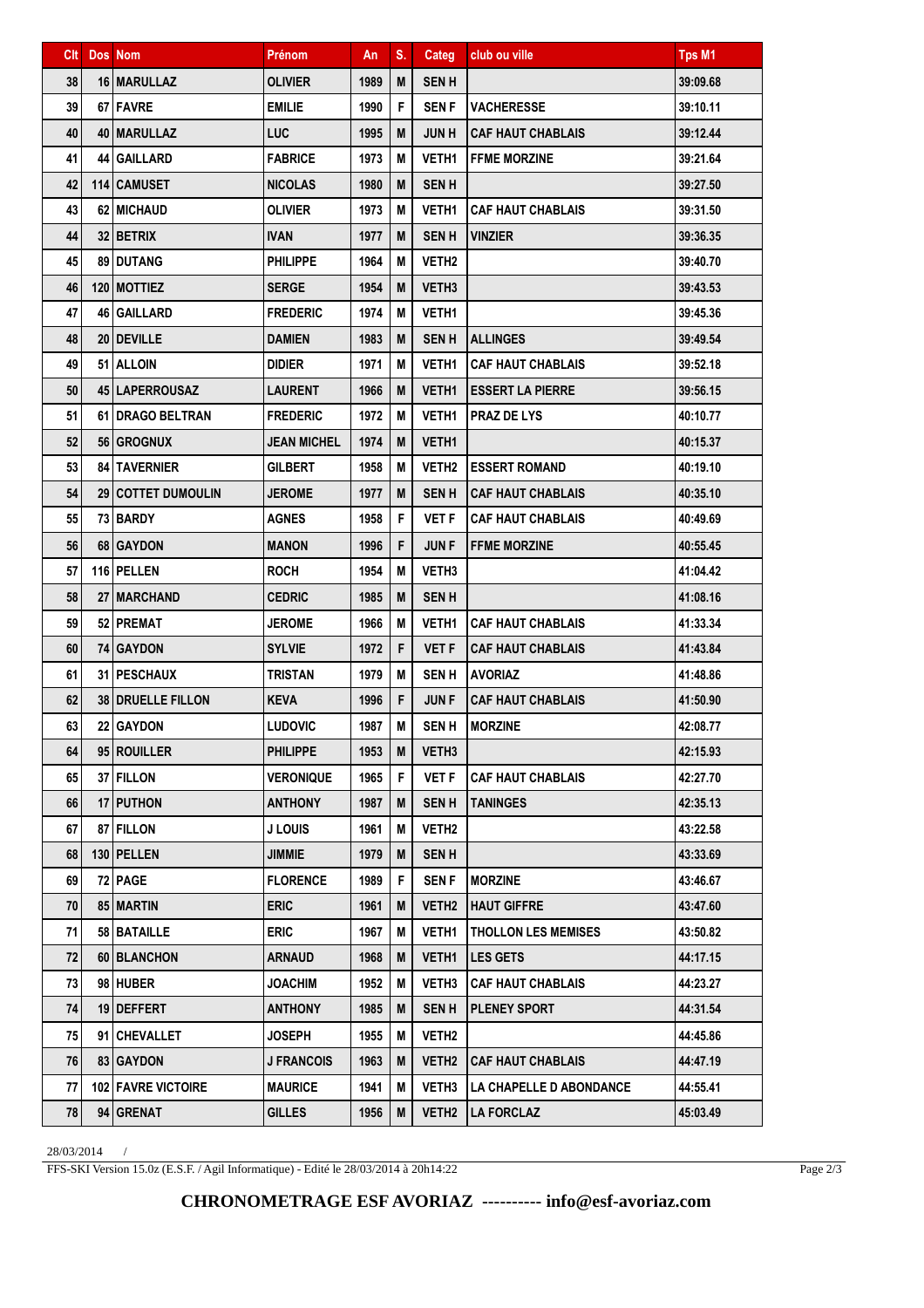| Clt | Dos | Nom | Prénom | An | S. | Categ | club ou ville | Tps M1 |
|---|---|---|---|---|---|---|---|---|
| 38 | 16 | MARULLAZ | OLIVIER | 1989 | M | SEN H | | 39:09.68 |
| 39 | 67 | FAVRE | EMILIE | 1990 | F | SEN F | VACHERESSE | 39:10.11 |
| 40 | 40 | MARULLAZ | LUC | 1995 | M | JUN H | CAF HAUT CHABLAIS | 39:12.44 |
| 41 | 44 | GAILLARD | FABRICE | 1973 | M | VETH1 | FFME MORZINE | 39:21.64 |
| 42 | 114 | CAMUSET | NICOLAS | 1980 | M | SEN H | | 39:27.50 |
| 43 | 62 | MICHAUD | OLIVIER | 1973 | M | VETH1 | CAF HAUT CHABLAIS | 39:31.50 |
| 44 | 32 | BETRIX | IVAN | 1977 | M | SEN H | VINZIER | 39:36.35 |
| 45 | 89 | DUTANG | PHILIPPE | 1964 | M | VETH2 | | 39:40.70 |
| 46 | 120 | MOTTIEZ | SERGE | 1954 | M | VETH3 | | 39:43.53 |
| 47 | 46 | GAILLARD | FREDERIC | 1974 | M | VETH1 | | 39:45.36 |
| 48 | 20 | DEVILLE | DAMIEN | 1983 | M | SEN H | ALLINGES | 39:49.54 |
| 49 | 51 | ALLOIN | DIDIER | 1971 | M | VETH1 | CAF HAUT CHABLAIS | 39:52.18 |
| 50 | 45 | LAPERROUSAZ | LAURENT | 1966 | M | VETH1 | ESSERT LA PIERRE | 39:56.15 |
| 51 | 61 | DRAGO BELTRAN | FREDERIC | 1972 | M | VETH1 | PRAZ DE LYS | 40:10.77 |
| 52 | 56 | GROGNUX | JEAN MICHEL | 1974 | M | VETH1 | | 40:15.37 |
| 53 | 84 | TAVERNIER | GILBERT | 1958 | M | VETH2 | ESSERT ROMAND | 40:19.10 |
| 54 | 29 | COTTET DUMOULIN | JEROME | 1977 | M | SEN H | CAF HAUT CHABLAIS | 40:35.10 |
| 55 | 73 | BARDY | AGNES | 1958 | F | VET F | CAF HAUT CHABLAIS | 40:49.69 |
| 56 | 68 | GAYDON | MANON | 1996 | F | JUN F | FFME MORZINE | 40:55.45 |
| 57 | 116 | PELLEN | ROCH | 1954 | M | VETH3 | | 41:04.42 |
| 58 | 27 | MARCHAND | CEDRIC | 1985 | M | SEN H | | 41:08.16 |
| 59 | 52 | PREMAT | JEROME | 1966 | M | VETH1 | CAF HAUT CHABLAIS | 41:33.34 |
| 60 | 74 | GAYDON | SYLVIE | 1972 | F | VET F | CAF HAUT CHABLAIS | 41:43.84 |
| 61 | 31 | PESCHAUX | TRISTAN | 1979 | M | SEN H | AVORIAZ | 41:48.86 |
| 62 | 38 | DRUELLE FILLON | KEVA | 1996 | F | JUN F | CAF HAUT CHABLAIS | 41:50.90 |
| 63 | 22 | GAYDON | LUDOVIC | 1987 | M | SEN H | MORZINE | 42:08.77 |
| 64 | 95 | ROUILLER | PHILIPPE | 1953 | M | VETH3 | | 42:15.93 |
| 65 | 37 | FILLON | VERONIQUE | 1965 | F | VET F | CAF HAUT CHABLAIS | 42:27.70 |
| 66 | 17 | PUTHON | ANTHONY | 1987 | M | SEN H | TANINGES | 42:35.13 |
| 67 | 87 | FILLON | J LOUIS | 1961 | M | VETH2 | | 43:22.58 |
| 68 | 130 | PELLEN | JIMMIE | 1979 | M | SEN H | | 43:33.69 |
| 69 | 72 | PAGE | FLORENCE | 1989 | F | SEN F | MORZINE | 43:46.67 |
| 70 | 85 | MARTIN | ERIC | 1961 | M | VETH2 | HAUT GIFFRE | 43:47.60 |
| 71 | 58 | BATAILLE | ERIC | 1967 | M | VETH1 | THOLLON LES MEMISES | 43:50.82 |
| 72 | 60 | BLANCHON | ARNAUD | 1968 | M | VETH1 | LES GETS | 44:17.15 |
| 73 | 98 | HUBER | JOACHIM | 1952 | M | VETH3 | CAF HAUT CHABLAIS | 44:23.27 |
| 74 | 19 | DEFFERT | ANTHONY | 1985 | M | SEN H | PLENEY SPORT | 44:31.54 |
| 75 | 91 | CHEVALLET | JOSEPH | 1955 | M | VETH2 | | 44:45.86 |
| 76 | 83 | GAYDON | J FRANCOIS | 1963 | M | VETH2 | CAF HAUT CHABLAIS | 44:47.19 |
| 77 | 102 | FAVRE VICTOIRE | MAURICE | 1941 | M | VETH3 | LA CHAPELLE D ABONDANCE | 44:55.41 |
| 78 | 94 | GRENAT | GILLES | 1956 | M | VETH2 | LA FORCLAZ | 45:03.49 |

28/03/2014 /

FFS-SKI Version 15.0z (E.S.F. / Agil Informatique) - Edité le 28/03/2014 à 20h14:22

**CHRONOMETRAGE ESF AVORIAZ ---------- info@esf-avoriaz.com**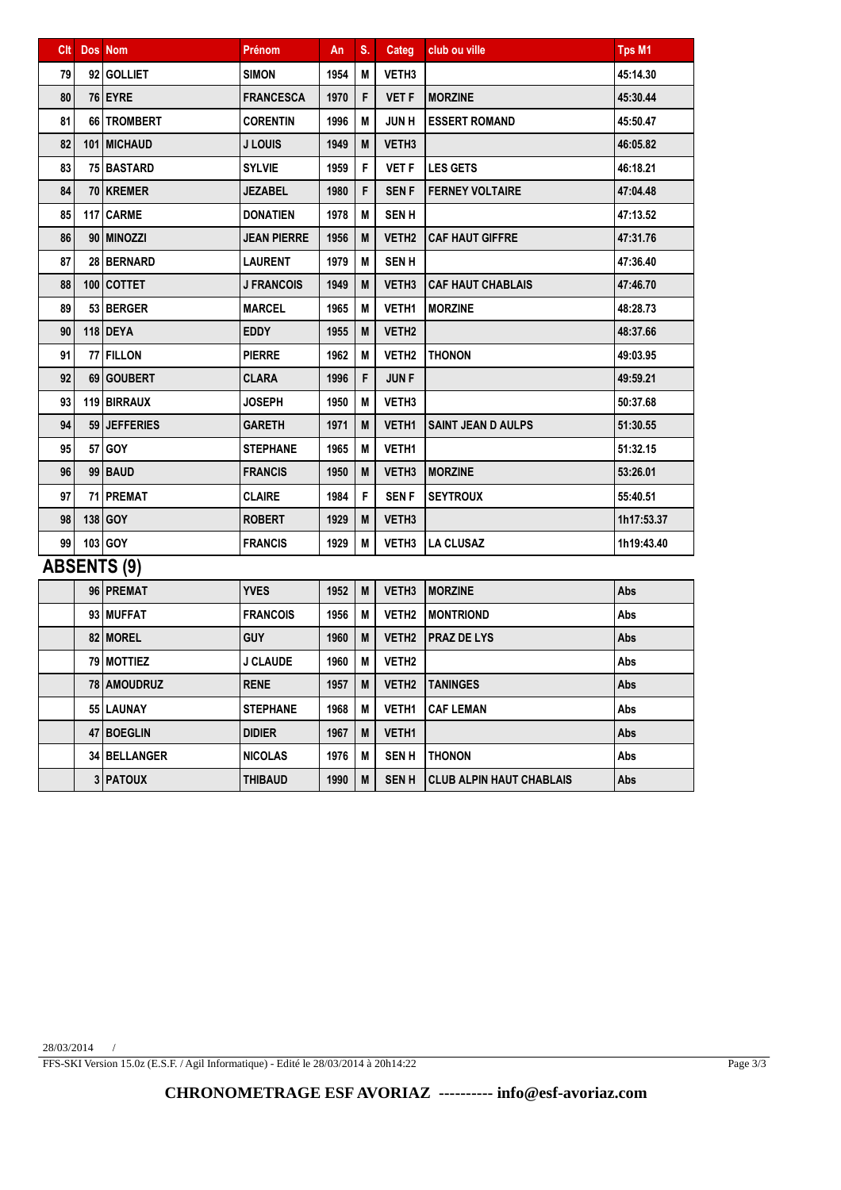| Clt | Dos | Nom | Prénom | An | S. | Categ | club ou ville | Tps M1 |
|---|---|---|---|---|---|---|---|---|
| 79 | 92 | GOLLIET | SIMON | 1954 | M | VETH3 | | 45:14.30 |
| 80 | 76 | EYRE | FRANCESCA | 1970 | F | VET F | MORZINE | 45:30.44 |
| 81 | 66 | TROMBERT | CORENTIN | 1996 | M | JUN H | ESSERT ROMAND | 45:50.47 |
| 82 | 101 | MICHAUD | J LOUIS | 1949 | M | VETH3 | | 46:05.82 |
| 83 | 75 | BASTARD | SYLVIE | 1959 | F | VET F | LES GETS | 46:18.21 |
| 84 | 70 | KREMER | JEZABEL | 1980 | F | SEN F | FERNEY VOLTAIRE | 47:04.48 |
| 85 | 117 | CARME | DONATIEN | 1978 | M | SEN H | | 47:13.52 |
| 86 | 90 | MINOZZI | JEAN PIERRE | 1956 | M | VETH2 | CAF HAUT GIFFRE | 47:31.76 |
| 87 | 28 | BERNARD | LAURENT | 1979 | M | SEN H | | 47:36.40 |
| 88 | 100 | COTTET | J FRANCOIS | 1949 | M | VETH3 | CAF HAUT CHABLAIS | 47:46.70 |
| 89 | 53 | BERGER | MARCEL | 1965 | M | VETH1 | MORZINE | 48:28.73 |
| 90 | 118 | DEYA | EDDY | 1955 | M | VETH2 | | 48:37.66 |
| 91 | 77 | FILLON | PIERRE | 1962 | M | VETH2 | THONON | 49:03.95 |
| 92 | 69 | GOUBERT | CLARA | 1996 | F | JUN F | | 49:59.21 |
| 93 | 119 | BIRRAUX | JOSEPH | 1950 | M | VETH3 | | 50:37.68 |
| 94 | 59 | JEFFERIES | GARETH | 1971 | M | VETH1 | SAINT JEAN D AULPS | 51:30.55 |
| 95 | 57 | GOY | STEPHANE | 1965 | M | VETH1 | | 51:32.15 |
| 96 | 99 | BAUD | FRANCIS | 1950 | M | VETH3 | MORZINE | 53:26.01 |
| 97 | 71 | PREMAT | CLAIRE | 1984 | F | SEN F | SEYTROUX | 55:40.51 |
| 98 | 138 | GOY | ROBERT | 1929 | M | VETH3 | | 1h17:53.37 |
| 99 | 103 | GOY | FRANCIS | 1929 | M | VETH3 | LA CLUSAZ | 1h19:43.40 |

## ABSENTS (9)

| Clt | Dos | Nom | Prénom | An | S. | Categ | club ou ville | Tps M1 |
|---|---|---|---|---|---|---|---|---|
| | 96 | PREMAT | YVES | 1952 | M | VETH3 | MORZINE | Abs |
| | 93 | MUFFAT | FRANCOIS | 1956 | M | VETH2 | MONTRIOND | Abs |
| | 82 | MOREL | GUY | 1960 | M | VETH2 | PRAZ DE LYS | Abs |
| | 79 | MOTTIEZ | J CLAUDE | 1960 | M | VETH2 | | Abs |
| | 78 | AMOUDRUZ | RENE | 1957 | M | VETH2 | TANINGES | Abs |
| | 55 | LAUNAY | STEPHANE | 1968 | M | VETH1 | CAF LEMAN | Abs |
| | 47 | BOEGLIN | DIDIER | 1967 | M | VETH1 | | Abs |
| | 34 | BELLANGER | NICOLAS | 1976 | M | SEN H | THONON | Abs |
| | 3 | PATOUX | THIBAUD | 1990 | M | SEN H | CLUB ALPIN HAUT CHABLAIS | Abs |

28/03/2014 /

FFS-SKI Version 15.0z (E.S.F. / Agil Informatique) - Edité le 28/03/2014 à 20h14:22

**CHRONOMETRAGE ESF AVORIAZ ---------- info@esf-avoriaz.com**